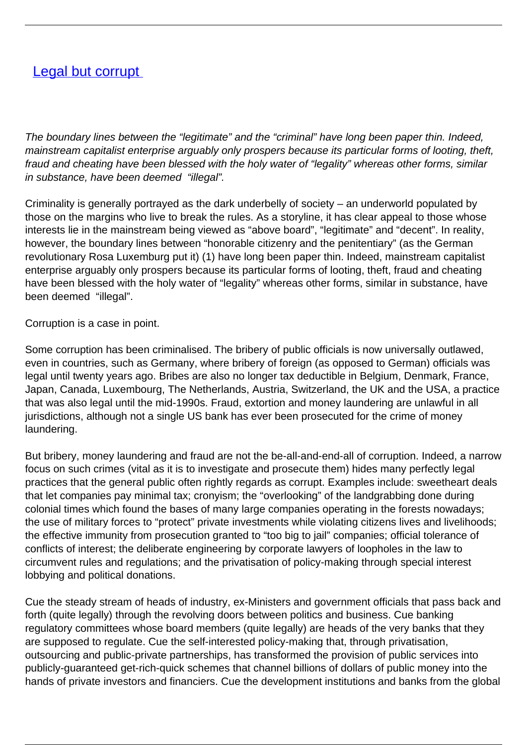# [Legal but corrupt](#)

*The boundary lines between the "legitimate" and the "criminal" have long been paper thin. Indeed, mainstream capitalist enterprise arguably only prospers because its particular forms of looting, theft, fraud and cheating have been blessed with the holy water of "legality" whereas other forms, similar in substance, have been deemed "illegal".*

Criminality is generally portrayed as the dark underbelly of society – an underworld populated by those on the margins who live to break the rules. As a storyline, it has clear appeal to those whose interests lie in the mainstream being viewed as "above board", "legitimate" and "decent". In reality, however, the boundary lines between "honorable citizenry and the penitentiary" (as the German revolutionary Rosa Luxemburg put it) (1) have long been paper thin. Indeed, mainstream capitalist enterprise arguably only prospers because its particular forms of looting, theft, fraud and cheating have been blessed with the holy water of "legality" whereas other forms, similar in substance, have been deemed "illegal".

Corruption is a case in point.

Some corruption has been criminalised. The bribery of public officials is now universally outlawed, even in countries, such as Germany, where bribery of foreign (as opposed to German) officials was legal until twenty years ago. Bribes are also no longer tax deductible in Belgium, Denmark, France, Japan, Canada, Luxembourg, The Netherlands, Austria, Switzerland, the UK and the USA, a practice that was also legal until the mid-1990s. Fraud, extortion and money laundering are unlawful in all jurisdictions, although not a single US bank has ever been prosecuted for the crime of money laundering.

But bribery, money laundering and fraud are not the be-all-and-end-all of corruption. Indeed, a narrow focus on such crimes (vital as it is to investigate and prosecute them) hides many perfectly legal practices that the general public often rightly regards as corrupt. Examples include: sweetheart deals that let companies pay minimal tax; cronyism; the "overlooking" of the landgrabbing done during colonial times which found the bases of many large companies operating in the forests nowadays; the use of military forces to "protect" private investments while violating citizens lives and livelihoods; the effective immunity from prosecution granted to "too big to jail" companies; official tolerance of conflicts of interest; the deliberate engineering by corporate lawyers of loopholes in the law to circumvent rules and regulations; and the privatisation of policy-making through special interest lobbying and political donations.

Cue the steady stream of heads of industry, ex-Ministers and government officials that pass back and forth (quite legally) through the revolving doors between politics and business. Cue banking regulatory committees whose board members (quite legally) are heads of the very banks that they are supposed to regulate. Cue the self-interested policy-making that, through privatisation, outsourcing and public-private partnerships, has transformed the provision of public services into publicly-guaranteed get-rich-quick schemes that channel billions of dollars of public money into the hands of private investors and financiers. Cue the development institutions and banks from the global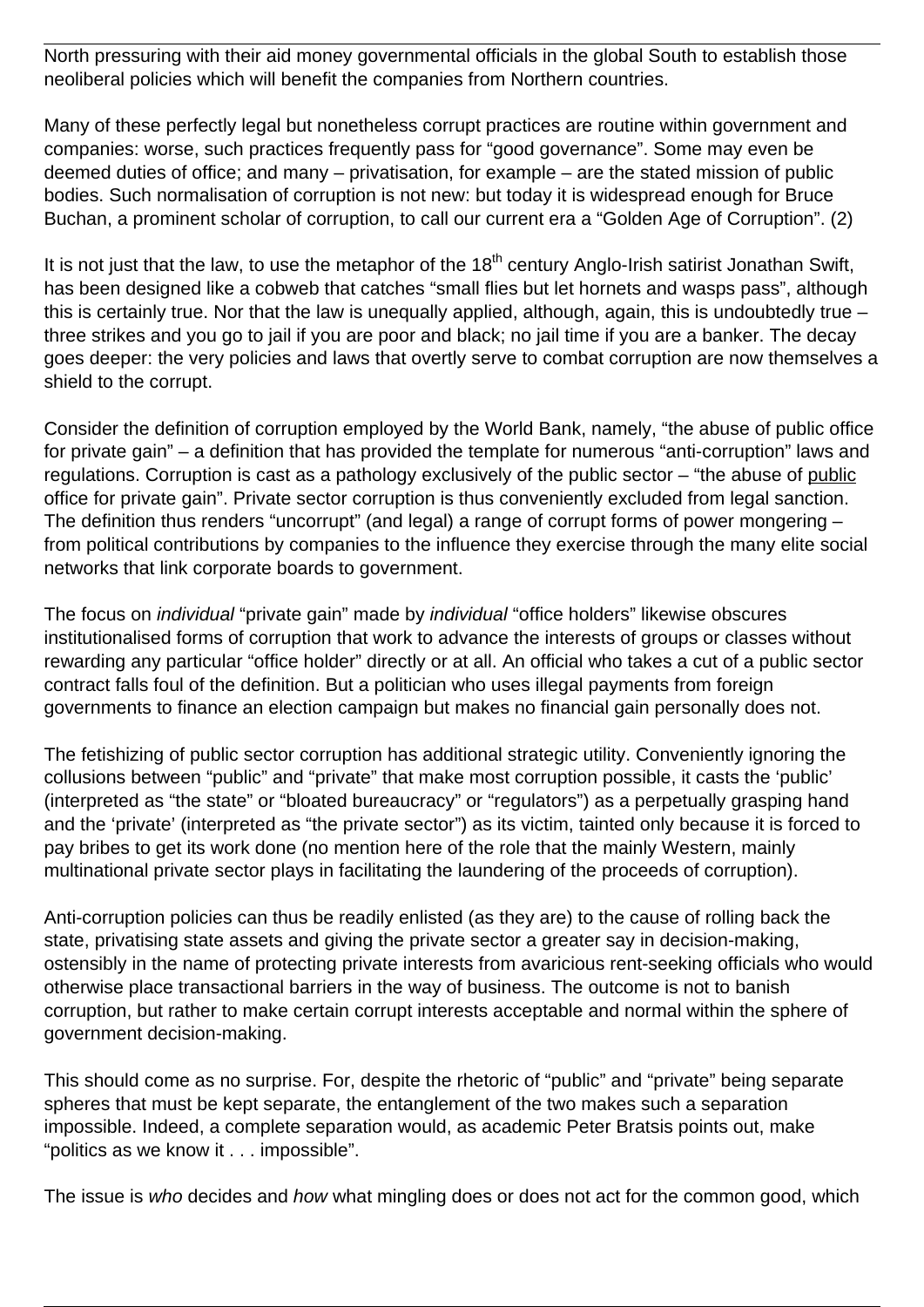North pressuring with their aid money governmental officials in the global South to establish those neoliberal policies which will benefit the companies from Northern countries.

Many of these perfectly legal but nonetheless corrupt practices are routine within government and companies: worse, such practices frequently pass for "good governance". Some may even be deemed duties of office; and many – privatisation, for example – are the stated mission of public bodies. Such normalisation of corruption is not new: but today it is widespread enough for Bruce Buchan, a prominent scholar of corruption, to call our current era a "Golden Age of Corruption". (2)

It is not just that the law, to use the metaphor of the 18th century Anglo-Irish satirist Jonathan Swift, has been designed like a cobweb that catches "small flies but let hornets and wasps pass", although this is certainly true. Nor that the law is unequally applied, although, again, this is undoubtedly true – three strikes and you go to jail if you are poor and black; no jail time if you are a banker. The decay goes deeper: the very policies and laws that overtly serve to combat corruption are now themselves a shield to the corrupt.

Consider the definition of corruption employed by the World Bank, namely, "the abuse of public office for private gain" – a definition that has provided the template for numerous "anti-corruption" laws and regulations. Corruption is cast as a pathology exclusively of the public sector – "the abuse of public office for private gain". Private sector corruption is thus conveniently excluded from legal sanction. The definition thus renders "uncorrupt" (and legal) a range of corrupt forms of power mongering – from political contributions by companies to the influence they exercise through the many elite social networks that link corporate boards to government.

The focus on *individual* "private gain" made by *individual* "office holders" likewise obscures institutionalised forms of corruption that work to advance the interests of groups or classes without rewarding any particular "office holder" directly or at all. An official who takes a cut of a public sector contract falls foul of the definition. But a politician who uses illegal payments from foreign governments to finance an election campaign but makes no financial gain personally does not.

The fetishizing of public sector corruption has additional strategic utility. Conveniently ignoring the collusions between "public" and "private" that make most corruption possible, it casts the 'public' (interpreted as "the state" or "bloated bureaucracy" or "regulators") as a perpetually grasping hand and the 'private' (interpreted as "the private sector") as its victim, tainted only because it is forced to pay bribes to get its work done (no mention here of the role that the mainly Western, mainly multinational private sector plays in facilitating the laundering of the proceeds of corruption).

Anti-corruption policies can thus be readily enlisted (as they are) to the cause of rolling back the state, privatising state assets and giving the private sector a greater say in decision-making, ostensibly in the name of protecting private interests from avaricious rent-seeking officials who would otherwise place transactional barriers in the way of business. The outcome is not to banish corruption, but rather to make certain corrupt interests acceptable and normal within the sphere of government decision-making.

This should come as no surprise. For, despite the rhetoric of "public" and "private" being separate spheres that must be kept separate, the entanglement of the two makes such a separation impossible. Indeed, a complete separation would, as academic Peter Bratsis points out, make "politics as we know it . . . impossible".

The issue is *who* decides and *how* what mingling does or does not act for the common good, which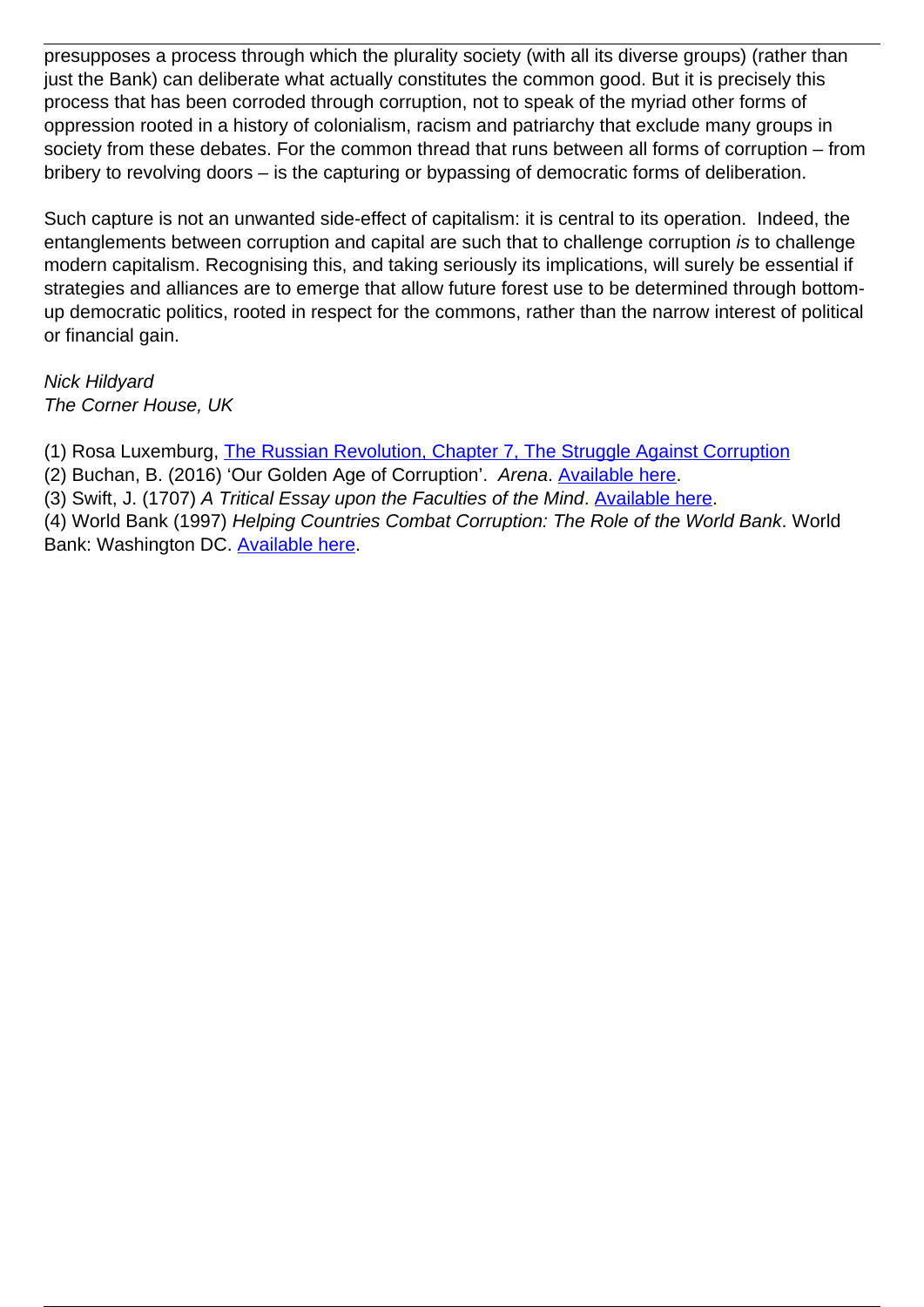presupposes a process through which the plurality society (with all its diverse groups) (rather than just the Bank) can deliberate what actually constitutes the common good. But it is precisely this process that has been corroded through corruption, not to speak of the myriad other forms of oppression rooted in a history of colonialism, racism and patriarchy that exclude many groups in society from these debates. For the common thread that runs between all forms of corruption – from bribery to revolving doors – is the capturing or bypassing of democratic forms of deliberation.

Such capture is not an unwanted side-effect of capitalism: it is central to its operation. Indeed, the entanglements between corruption and capital are such that to challenge corruption *is* to challenge modern capitalism. Recognising this, and taking seriously its implications, will surely be essential if strategies and alliances are to emerge that allow future forest use to be determined through bottom-up democratic politics, rooted in respect for the commons, rather than the narrow interest of political or financial gain.

*Nick Hildyard*
*The Corner House, UK*

(1) Rosa Luxemburg, The Russian Revolution, Chapter 7, The Struggle Against Corruption
(2) Buchan, B. (2016) 'Our Golden Age of Corruption'. *Arena*. Available here.
(3) Swift, J. (1707) *A Tritical Essay upon the Faculties of the Mind*. Available here.
(4) World Bank (1997) *Helping Countries Combat Corruption: The Role of the World Bank*. World Bank: Washington DC. Available here.